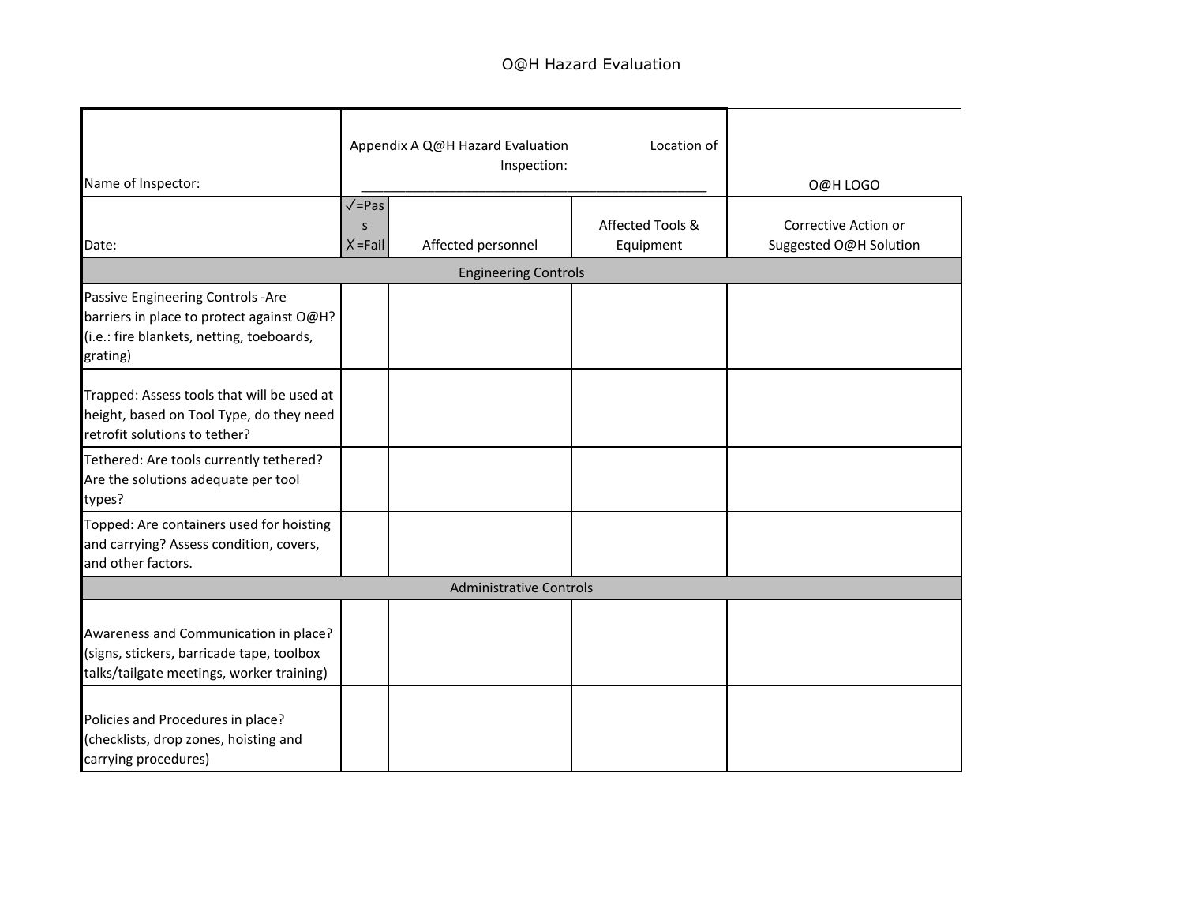# O@H Hazard Evaluation

| Name of Inspector: | Appendix A Q@H Hazard Evaluation Location of Inspection: ______________________________ | | | O@H LOGO |
|---|---|---|---|---|
| Date: | ✓=Pass ✗=Fail | Affected personnel | Affected Tools & Equipment | Corrective Action or Suggested O@H Solution |
| **Engineering Controls** | | | | |
| Passive Engineering Controls -Are barriers in place to protect against O@H? (i.e.: fire blankets, netting, toeboards, grating) | | | | |
| Trapped: Assess tools that will be used at height, based on Tool Type, do they need retrofit solutions to tether? | | | | |
| Tethered: Are tools currently tethered? Are the solutions adequate per tool types? | | | | |
| Topped: Are containers used for hoisting and carrying? Assess condition, covers, and other factors. | | | | |
| **Administrative Controls** | | | | |
| Awareness and Communication in place? (signs, stickers, barricade tape, toolbox talks/tailgate meetings, worker training) | | | | |
| Policies and Procedures in place? (checklists, drop zones, hoisting and carrying procedures) | | | | |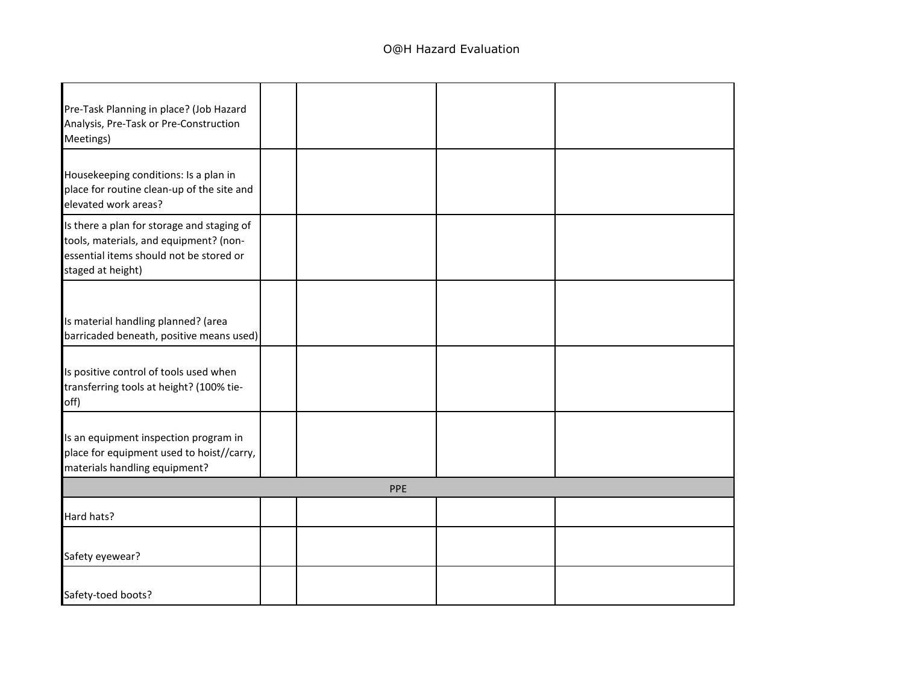# O@H Hazard Evaluation

| | | | | |
|---|---|---|---|---|
| Pre-Task Planning in place? (Job Hazard Analysis, Pre-Task or Pre-Construction Meetings) | | | | |
| Housekeeping conditions: Is a plan in place for routine clean-up of the site and elevated work areas? | | | | |
| Is there a plan for storage and staging of tools, materials, and equipment? (non-essential items should not be stored or staged at height) | | | | |
| Is material handling planned? (area barricaded beneath, positive means used) | | | | |
| Is positive control of tools used when transferring tools at height? (100% tie-off) | | | | |
| Is an equipment inspection program in place for equipment used to hoist//carry, materials handling equipment? | | | | |
| PPE | | | | |
| Hard hats? | | | | |
| Safety eyewear? | | | | |
| Safety-toed boots? | | | | |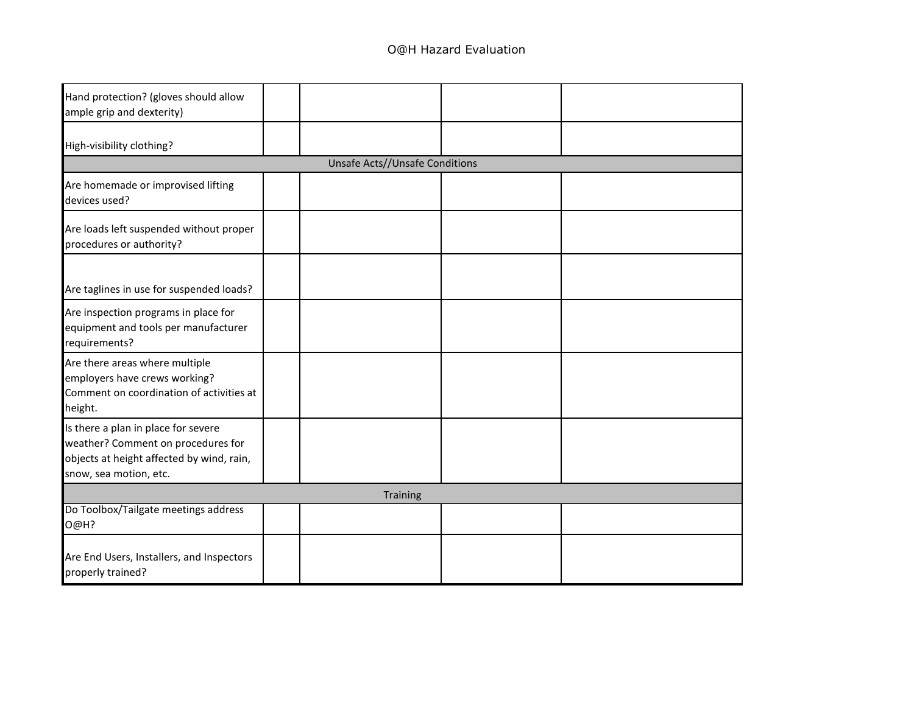O@H Hazard Evaluation

| | | | | |
|---|---|---|---|---|
| Hand protection? (gloves should allow ample grip and dexterity) | | | | |
| High-visibility clothing? | | | | |
| Unsafe Acts//Unsafe Conditions | | | | |
| Are homemade or improvised lifting devices used? | | | | |
| Are loads left suspended without proper procedures or authority? | | | | |
| Are taglines in use for suspended loads? | | | | |
| Are inspection programs in place for equipment and tools per manufacturer requirements? | | | | |
| Are there areas where multiple employers have crews working? Comment on coordination of activities at height. | | | | |
| Is there a plan in place for severe weather? Comment on procedures for objects at height affected by wind, rain, snow, sea motion, etc. | | | | |
| Training | | | | |
| Do Toolbox/Tailgate meetings address O@H? | | | | |
| Are End Users, Installers, and Inspectors properly trained? | | | | |